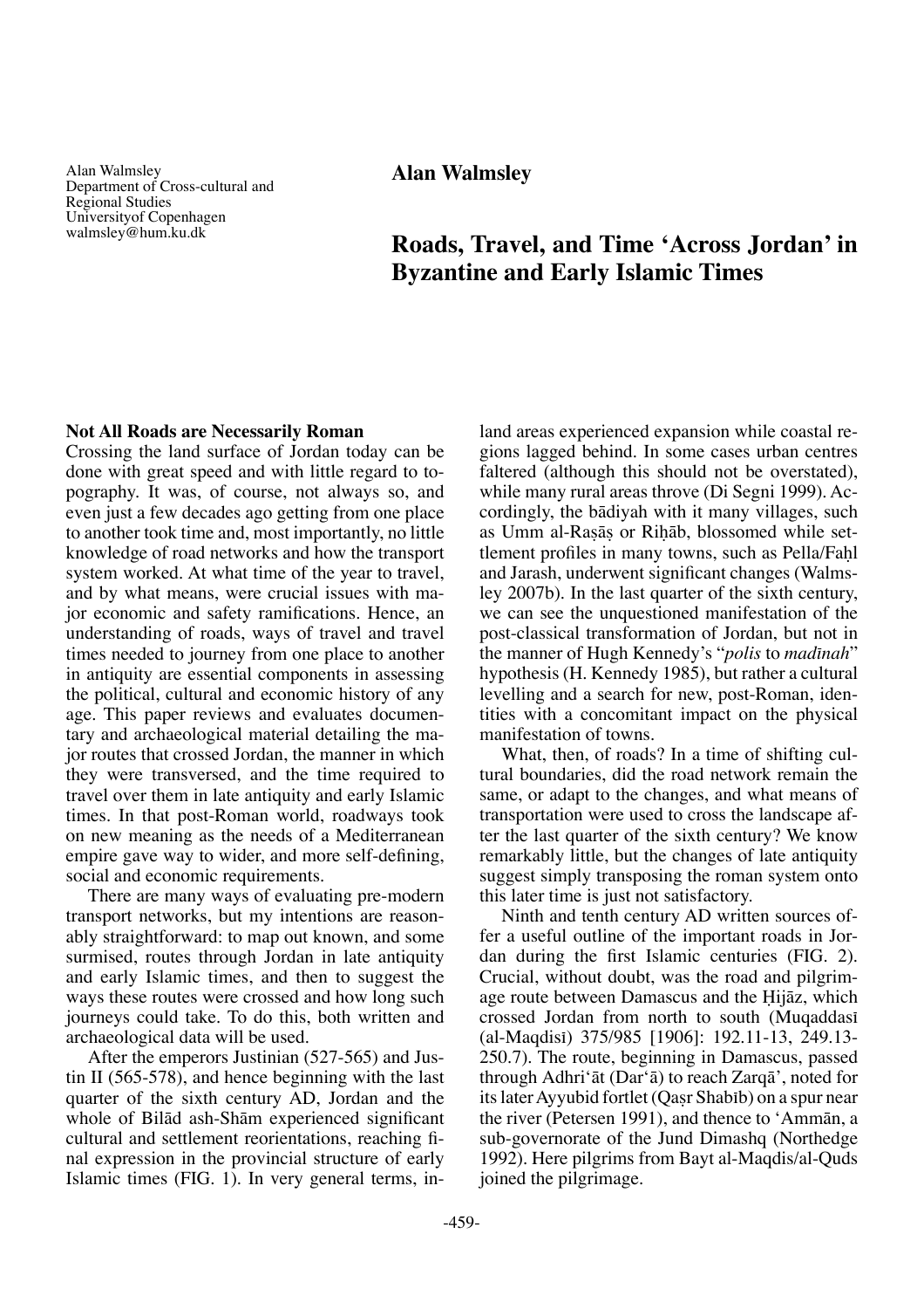Alan Walmsley
Department of Cross-cultural and Regional Studies
Universityof Copenhagen
walmsley@hum.ku.dk

**Alan Walmsley**

# Roads, Travel, and Time 'Across Jordan' in Byzantine and Early Islamic Times

## Not All Roads are Necessarily Roman

Crossing the land surface of Jordan today can be done with great speed and with little regard to topography. It was, of course, not always so, and even just a few decades ago getting from one place to another took time and, most importantly, no little knowledge of road networks and how the transport system worked. At what time of the year to travel, and by what means, were crucial issues with major economic and safety ramifications. Hence, an understanding of roads, ways of travel and travel times needed to journey from one place to another in antiquity are essential components in assessing the political, cultural and economic history of any age. This paper reviews and evaluates documentary and archaeological material detailing the major routes that crossed Jordan, the manner in which they were transversed, and the time required to travel over them in late antiquity and early Islamic times. In that post-Roman world, roadways took on new meaning as the needs of a Mediterranean empire gave way to wider, and more self-defining, social and economic requirements.

There are many ways of evaluating pre-modern transport networks, but my intentions are reasonably straightforward: to map out known, and some surmised, routes through Jordan in late antiquity and early Islamic times, and then to suggest the ways these routes were crossed and how long such journeys could take. To do this, both written and archaeological data will be used.

After the emperors Justinian (527-565) and Justin II (565-578), and hence beginning with the last quarter of the sixth century AD, Jordan and the whole of Bilād ash-Shām experienced significant cultural and settlement reorientations, reaching final expression in the provincial structure of early Islamic times (FIG. 1). In very general terms, inland areas experienced expansion while coastal regions lagged behind. In some cases urban centres faltered (although this should not be overstated), while many rural areas throve (Di Segni 1999). Accordingly, the bādiyah with it many villages, such as Umm al-Raṣāṣ or Riḥāb, blossomed while settlement profiles in many towns, such as Pella/Faḥl and Jarash, underwent significant changes (Walmsley 2007b). In the last quarter of the sixth century, we can see the unquestioned manifestation of the post-classical transformation of Jordan, but not in the manner of Hugh Kennedy's "*polis* to *madīnah*" hypothesis (H. Kennedy 1985), but rather a cultural levelling and a search for new, post-Roman, identities with a concomitant impact on the physical manifestation of towns.

What, then, of roads? In a time of shifting cultural boundaries, did the road network remain the same, or adapt to the changes, and what means of transportation were used to cross the landscape after the last quarter of the sixth century? We know remarkably little, but the changes of late antiquity suggest simply transposing the roman system onto this later time is just not satisfactory.

Ninth and tenth century AD written sources offer a useful outline of the important roads in Jordan during the first Islamic centuries (FIG. 2). Crucial, without doubt, was the road and pilgrimage route between Damascus and the Ḥijāz, which crossed Jordan from north to south (Muqaddasī (al-Maqdisī) 375/985 [1906]: 192.11-13, 249.13-250.7). The route, beginning in Damascus, passed through Adhri'āt (Dar'ā) to reach Zarqā', noted for its later Ayyubid fortlet (Qaṣr Shabīb) on a spur near the river (Petersen 1991), and thence to 'Ammān, a sub-governorate of the Jund Dimashq (Northedge 1992). Here pilgrims from Bayt al-Maqdis/al-Quds joined the pilgrimage.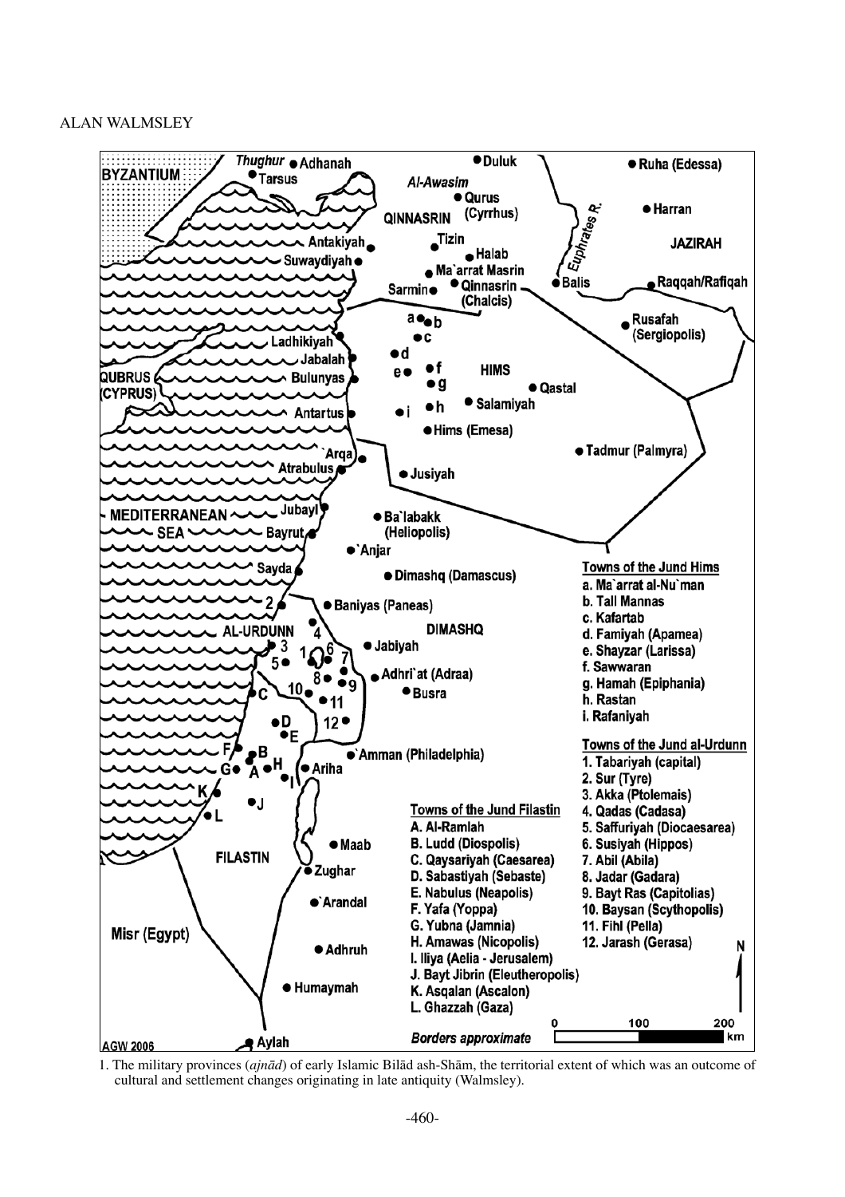**Towns of the Jund Hims**

a. Ma`arrat al-Nu`man
b. Tall Mannas
c. Kafartab
d. Famiyah (Apamea)
e. Shayzar (Larissa)
f. Sawwaran
g. Hamah (Epiphania)
h. Rastan
i. Rafaniyah

**Towns of the Jund al-Urdunn**

1. Tabariyah (capital)
2. Sur (Tyre)
3. Akka (Ptolemais)
4. Qadas (Cadasa)
5. Saffuriyah (Diocaesarea)
6. Susiyah (Hippos)
7. Abil (Abila)
8. Jadar (Gadara)
9. Bayt Ras (Capitolias)
10. Baysan (Scythopolis)
11. Fihl (Pella)
12. Jarash (Gerasa)

**Towns of the Jund Filastin**

A. Al-Ramlah
B. Ludd (Diospolis)
C. Qaysariyah (Caesarea)
D. Sabastiyah (Sebaste)
E. Nabulus (Neapolis)
F. Yafa (Yoppa)
G. Yubna (Jamnia)
H. Amawas (Nicopolis)
I. Iliya (Aelia - Jerusalem)
J. Bayt Jibrin (Eleutheropolis)
K. Asqalan (Ascalon)
L. Ghazzah (Gaza)

*Borders approximate*

1. The military provinces (*ajnād*) of early Islamic Bilād ash-Shām, the territorial extent of which was an outcome of cultural and settlement changes originating in late antiquity (Walmsley).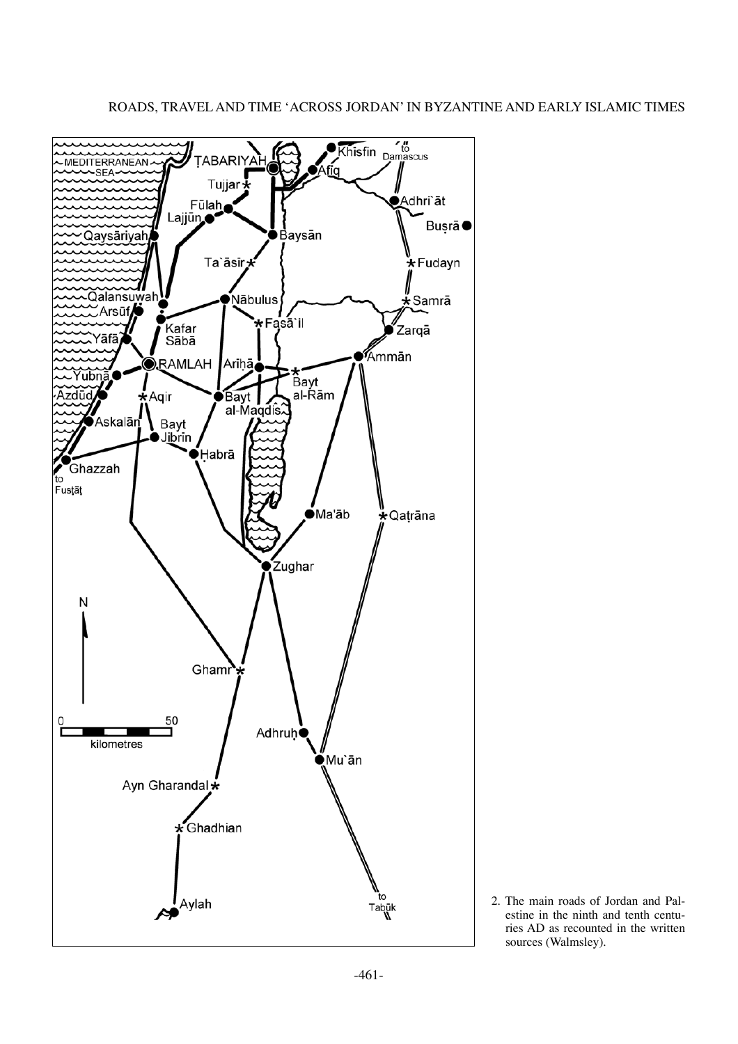2. The main roads of Jordan and Palestine in the ninth and tenth centuries AD as recounted in the written sources (Walmsley).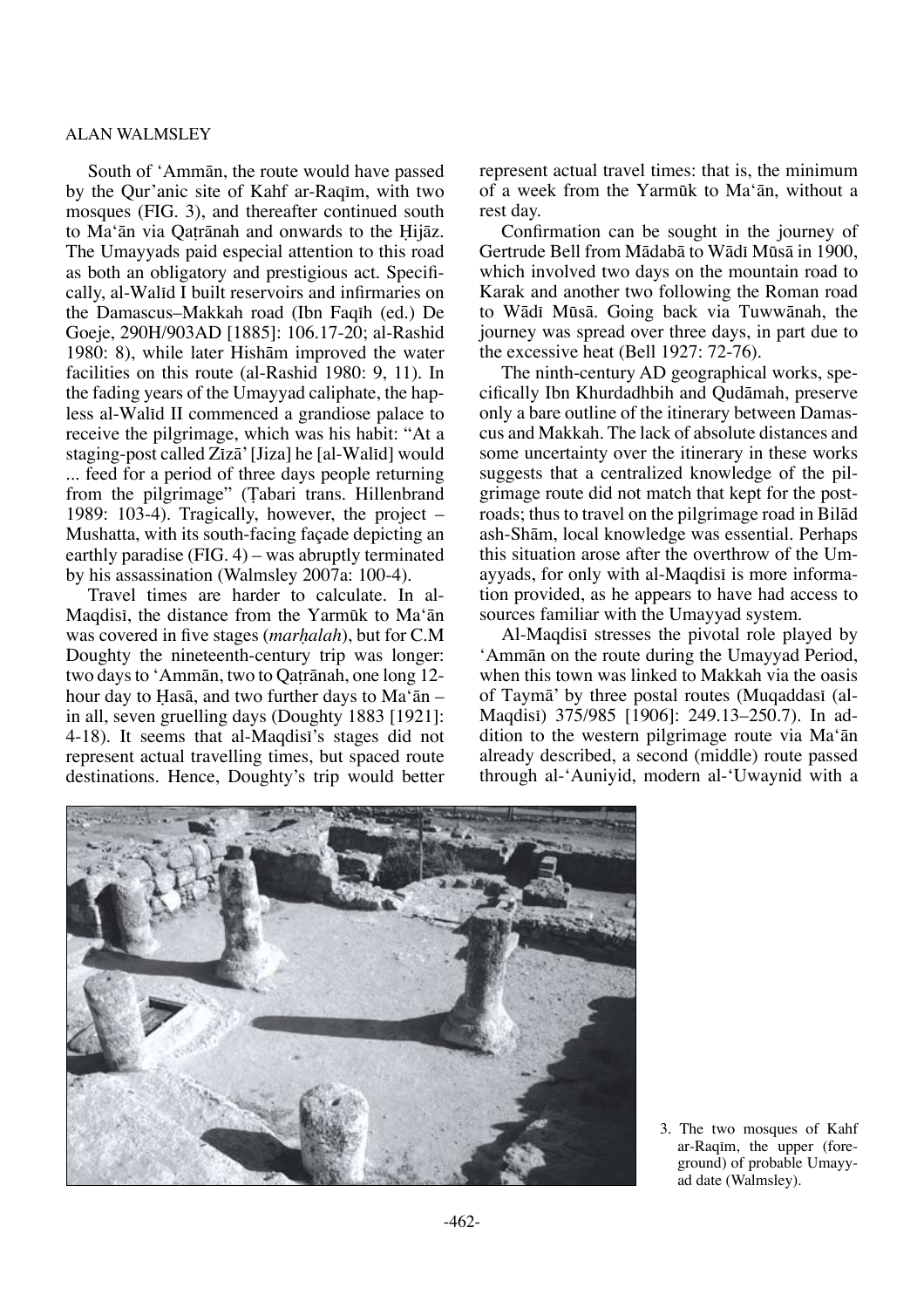South of ʿAmmān, the route would have passed by the Qur'anic site of Kahf ar-Raqīm, with two mosques (FIG. 3), and thereafter continued south to Maʿān via Qaṭrānah and onwards to the Ḥijāz. The Umayyads paid especial attention to this road as both an obligatory and prestigious act. Specifically, al-Walīd I built reservoirs and infirmaries on the Damascus–Makkah road (Ibn Faqīh (ed.) De Goeje, 290H/903AD [1885]: 106.17-20; al-Rashid 1980: 8), while later Hishām improved the water facilities on this route (al-Rashid 1980: 9, 11). In the fading years of the Umayyad caliphate, the hapless al-Walīd II commenced a grandiose palace to receive the pilgrimage, which was his habit: "At a staging-post called Zīzāʾ [Jiza] he [al-Walīd] would ... feed for a period of three days people returning from the pilgrimage" (Ṭabari trans. Hillenbrand 1989: 103-4). Tragically, however, the project – Mushatta, with its south-facing façade depicting an earthly paradise (FIG. 4) – was abruptly terminated by his assassination (Walmsley 2007a: 100-4).

Travel times are harder to calculate. In al-Maqdisī, the distance from the Yarmūk to Maʿān was covered in five stages (*marḥalah*), but for C.M Doughty the nineteenth-century trip was longer: two days to ʿAmmān, two to Qaṭrānah, one long 12-hour day to Ḥasā, and two further days to Maʿān – in all, seven gruelling days (Doughty 1883 [1921]: 4-18). It seems that al-Maqdisī's stages did not represent actual travelling times, but spaced route destinations. Hence, Doughty's trip would better represent actual travel times: that is, the minimum of a week from the Yarmūk to Maʿān, without a rest day.

Confirmation can be sought in the journey of Gertrude Bell from Mādabā to Wādī Mūsā in 1900, which involved two days on the mountain road to Karak and another two following the Roman road to Wādī Mūsā. Going back via Tuwwānah, the journey was spread over three days, in part due to the excessive heat (Bell 1927: 72-76).

The ninth-century AD geographical works, specifically Ibn Khurdadhbih and Qudāmah, preserve only a bare outline of the itinerary between Damascus and Makkah. The lack of absolute distances and some uncertainty over the itinerary in these works suggests that a centralized knowledge of the pilgrimage route did not match that kept for the post-roads; thus to travel on the pilgrimage road in Bilād ash-Shām, local knowledge was essential. Perhaps this situation arose after the overthrow of the Umayyads, for only with al-Maqdisī is more information provided, as he appears to have had access to sources familiar with the Umayyad system.

Al-Maqdisī stresses the pivotal role played by ʿAmmān on the route during the Umayyad Period, when this town was linked to Makkah via the oasis of Taymāʾ by three postal routes (Muqaddasī (al-Maqdisī) 375/985 [1906]: 249.13–250.7). In addition to the western pilgrimage route via Maʿān already described, a second (middle) route passed through al-ʿAuniyid, modern al-ʿUwaynid with a

3. The two mosques of Kahf ar-Raqīm, the upper (foreground) of probable Umayyad date (Walmsley).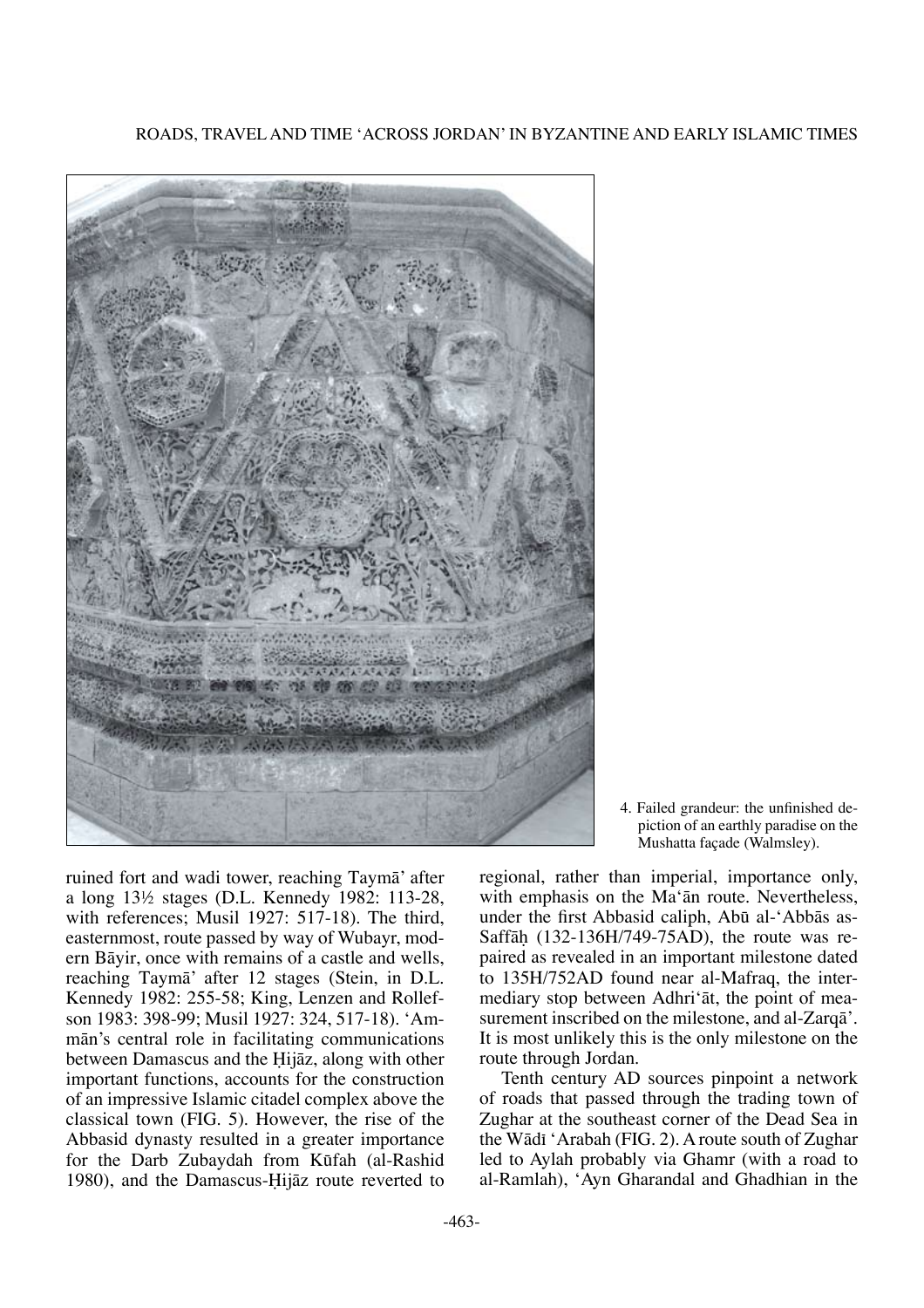4. Failed grandeur: the unfinished depiction of an earthly paradise on the Mushatta façade (Walmsley).

ruined fort and wadi tower, reaching Taymā' after a long 13½ stages (D.L. Kennedy 1982: 113-28, with references; Musil 1927: 517-18). The third, easternmost, route passed by way of Wubayr, modern Bāyir, once with remains of a castle and wells, reaching Taymā' after 12 stages (Stein, in D.L. Kennedy 1982: 255-58; King, Lenzen and Rollefson 1983: 398-99; Musil 1927: 324, 517-18). 'Ammān's central role in facilitating communications between Damascus and the Ḥijāz, along with other important functions, accounts for the construction of an impressive Islamic citadel complex above the classical town (FIG. 5). However, the rise of the Abbasid dynasty resulted in a greater importance for the Darb Zubaydah from Kūfah (al-Rashid 1980), and the Damascus-Ḥijāz route reverted to regional, rather than imperial, importance only, with emphasis on the Ma'ān route. Nevertheless, under the first Abbasid caliph, Abū al-'Abbās as-Saffāḥ (132-136H/749-75AD), the route was repaired as revealed in an important milestone dated to 135H/752AD found near al-Mafraq, the intermediary stop between Adhri'āt, the point of measurement inscribed on the milestone, and al-Zarqā'. It is most unlikely this is the only milestone on the route through Jordan.

Tenth century AD sources pinpoint a network of roads that passed through the trading town of Zughar at the southeast corner of the Dead Sea in the Wādī 'Arabah (FIG. 2). A route south of Zughar led to Aylah probably via Ghamr (with a road to al-Ramlah), 'Ayn Gharandal and Ghadhian in the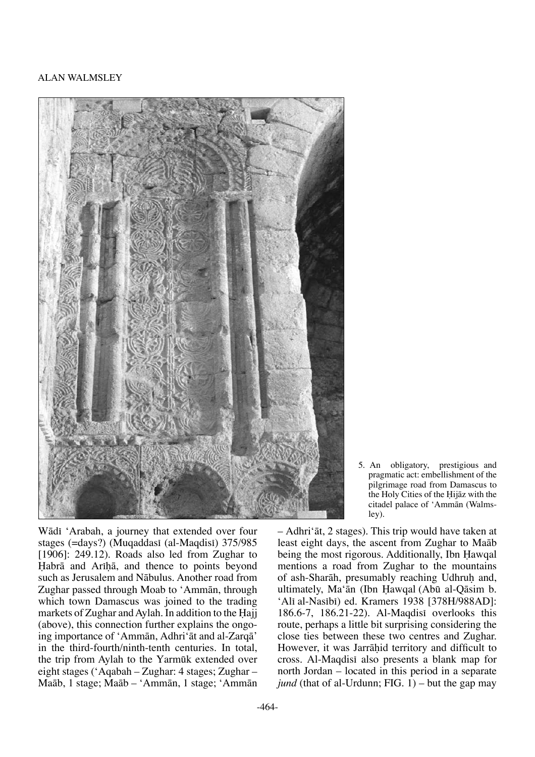5. An obligatory, prestigious and pragmatic act: embellishment of the pilgrimage road from Damascus to the Holy Cities of the Ḥijāz with the citadel palace of ʿAmmān (Walmsley).

Wādī ʿArabah, a journey that extended over four stages (=days?) (Muqaddasī (al-Maqdisī) 375/985 [1906]: 249.12). Roads also led from Zughar to Ḥabrā and Arīḥā, and thence to points beyond such as Jerusalem and Nābulus. Another road from Zughar passed through Moab to ʿAmmān, through which town Damascus was joined to the trading markets of Zughar and Aylah. In addition to the Ḥajj (above), this connection further explains the ongoing importance of ʿAmmān, Adhriʿāt and al-Zarqāʾ in the third-fourth/ninth-tenth centuries. In total, the trip from Aylah to the Yarmūk extended over eight stages (ʿAqabah – Zughar: 4 stages; Zughar – Maāb, 1 stage; Maāb – ʿAmmān, 1 stage; ʿAmmān – Adhriʿāt, 2 stages). This trip would have taken at least eight days, the ascent from Zughar to Maāb being the most rigorous. Additionally, Ibn Ḥawqal mentions a road from Zughar to the mountains of ash-Sharāh, presumably reaching Udhruḥ and, ultimately, Maʿān (Ibn Ḥawqal (Abū al-Qāsim b. ʿAlī al-Nasībī) ed. Kramers 1938 [378H/988AD]: 186.6-7, 186.21-22). Al-Maqdisī overlooks this route, perhaps a little bit surprising considering the close ties between these two centres and Zughar. However, it was Jarrāḥid territory and difficult to cross. Al-Maqdisī also presents a blank map for north Jordan – located in this period in a separate *jund* (that of al-Urdunn; FIG. 1) – but the gap may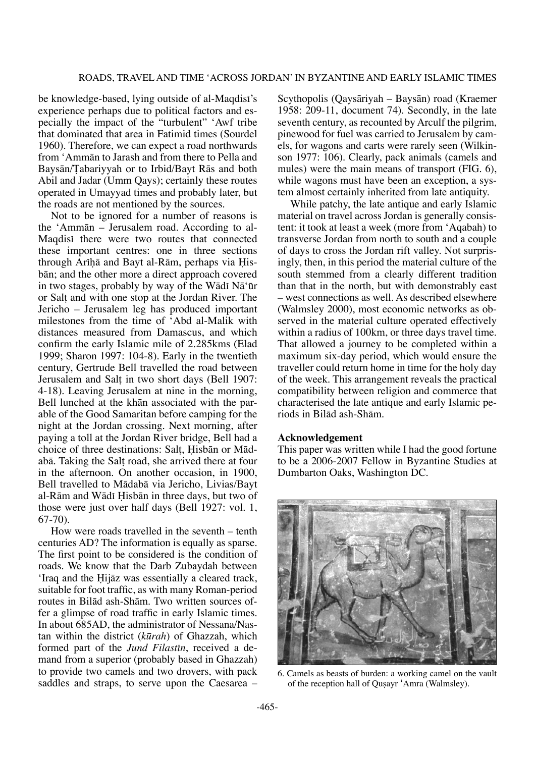be knowledge-based, lying outside of al-Maqdisī's experience perhaps due to political factors and especially the impact of the "turbulent" 'Awf tribe that dominated that area in Fatimid times (Sourdel 1960). Therefore, we can expect a road northwards from 'Ammān to Jarash and from there to Pella and Baysān/Ṭabariyyah or to Irbid/Bayt Rās and both Abil and Jadar (Umm Qays); certainly these routes operated in Umayyad times and probably later, but the roads are not mentioned by the sources.

Not to be ignored for a number of reasons is the 'Ammān – Jerusalem road. According to al-Maqdisī there were two routes that connected these important centres: one in three sections through Arīḥā and Bayt al-Rām, perhaps via Ḥisbān; and the other more a direct approach covered in two stages, probably by way of the Wādī Nā'ūr or Salṭ and with one stop at the Jordan River. The Jericho – Jerusalem leg has produced important milestones from the time of 'Abd al-Malik with distances measured from Damascus, and which confirm the early Islamic mile of 2.285kms (Elad 1999; Sharon 1997: 104-8). Early in the twentieth century, Gertrude Bell travelled the road between Jerusalem and Salṭ in two short days (Bell 1907: 4-18). Leaving Jerusalem at nine in the morning, Bell lunched at the khān associated with the parable of the Good Samaritan before camping for the night at the Jordan crossing. Next morning, after paying a toll at the Jordan River bridge, Bell had a choice of three destinations: Salṭ, Ḥisbān or Mādabā. Taking the Salṭ road, she arrived there at four in the afternoon. On another occasion, in 1900, Bell travelled to Mādabā via Jericho, Livias/Bayt al-Rām and Wādī Ḥisbān in three days, but two of those were just over half days (Bell 1927: vol. 1, 67-70).

How were roads travelled in the seventh – tenth centuries AD? The information is equally as sparse. The first point to be considered is the condition of roads. We know that the Darb Zubaydah between 'Iraq and the Ḥijāz was essentially a cleared track, suitable for foot traffic, as with many Roman-period routes in Bilād ash-Shām. Two written sources offer a glimpse of road traffic in early Islamic times. In about 685AD, the administrator of Nessana/Nastan within the district (*kūrah*) of Ghazzah, which formed part of the *Jund Filastīn*, received a demand from a superior (probably based in Ghazzah) to provide two camels and two drovers, with pack saddles and straps, to serve upon the Caesarea – Scythopolis (Qaysāriyah – Baysān) road (Kraemer 1958: 209-11, document 74). Secondly, in the late seventh century, as recounted by Arculf the pilgrim, pinewood for fuel was carried to Jerusalem by camels, for wagons and carts were rarely seen (Wilkinson 1977: 106). Clearly, pack animals (camels and mules) were the main means of transport (FIG. 6), while wagons must have been an exception, a system almost certainly inherited from late antiquity.

While patchy, the late antique and early Islamic material on travel across Jordan is generally consistent: it took at least a week (more from 'Aqabah) to transverse Jordan from north to south and a couple of days to cross the Jordan rift valley. Not surprisingly, then, in this period the material culture of the south stemmed from a clearly different tradition than that in the north, but with demonstrably east – west connections as well. As described elsewhere (Walmsley 2000), most economic networks as observed in the material culture operated effectively within a radius of 100km, or three days travel time. That allowed a journey to be completed within a maximum six-day period, which would ensure the traveller could return home in time for the holy day of the week. This arrangement reveals the practical compatibility between religion and commerce that characterised the late antique and early Islamic periods in Bilād ash-Shām.

## Acknowledgement

This paper was written while I had the good fortune to be a 2006-2007 Fellow in Byzantine Studies at Dumbarton Oaks, Washington DC.

6. Camels as beasts of burden: a working camel on the vault of the reception hall of Quṣayr 'Amra (Walmsley).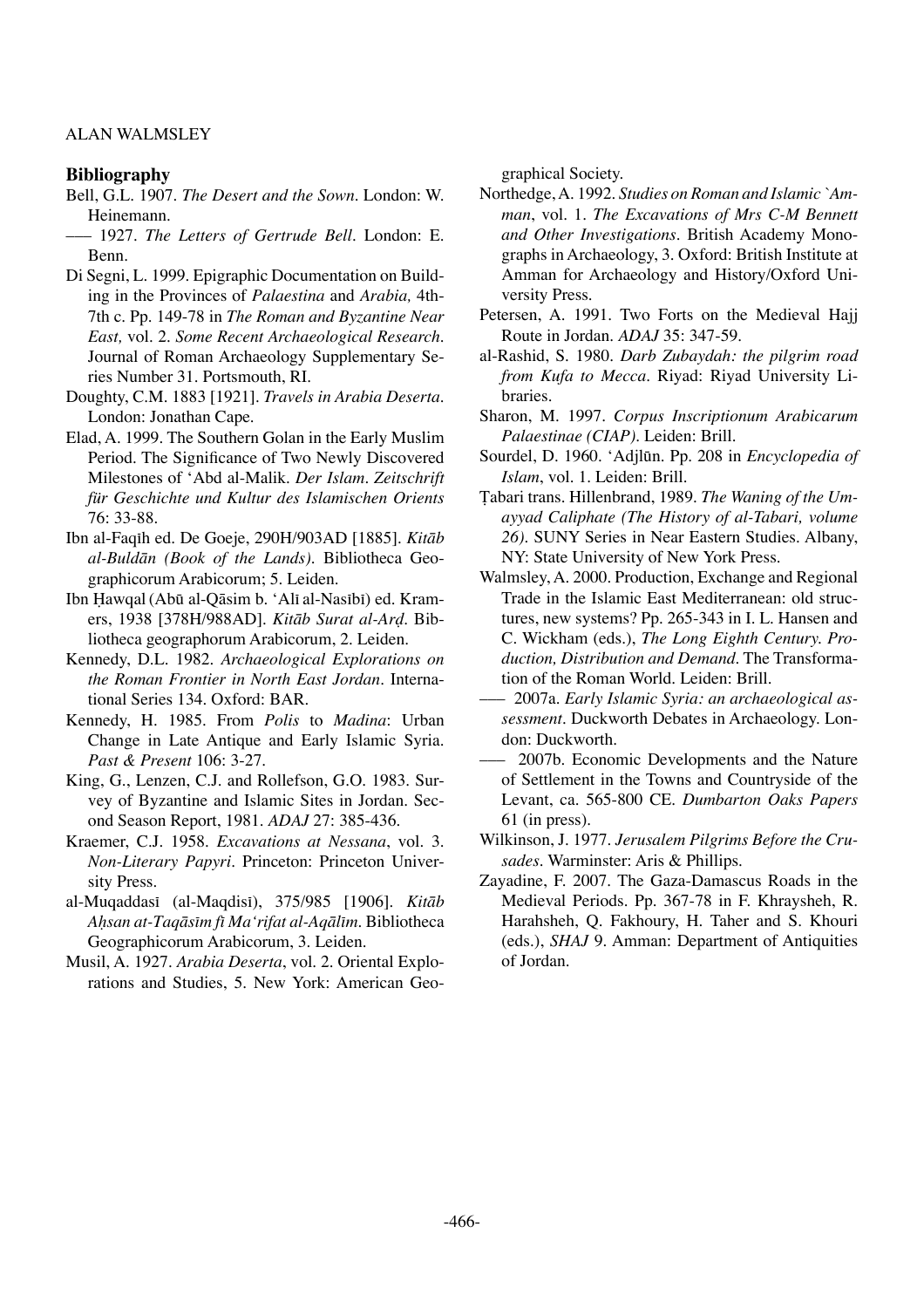## Bibliography

Bell, G.L. 1907. *The Desert and the Sown*. London: W. Heinemann.

—— 1927. *The Letters of Gertrude Bell*. London: E. Benn.

Di Segni, L. 1999. Epigraphic Documentation on Building in the Provinces of *Palaestina* and *Arabia,* 4th-7th c. Pp. 149-78 in *The Roman and Byzantine Near East,* vol. 2. *Some Recent Archaeological Research*. Journal of Roman Archaeology Supplementary Series Number 31. Portsmouth, RI.

Doughty, C.M. 1883 [1921]. *Travels in Arabia Deserta*. London: Jonathan Cape.

Elad, A. 1999. The Southern Golan in the Early Muslim Period. The Significance of Two Newly Discovered Milestones of ʿAbd al-Malik. *Der Islam*. *Zeitschrift für Geschichte und Kultur des Islamischen Orients* 76: 33-88.

Ibn al-Faqīh ed. De Goeje, 290H/903AD [1885]. *Kitāb al-Buldān (Book of the Lands)*. Bibliotheca Geographicorum Arabicorum; 5. Leiden.

Ibn Ḥawqal (Abū al-Qāsim b. ʿAlī al-Nasībī) ed. Kramers, 1938 [378H/988AD]. *Kitāb Surat al-Arḍ*. Bibliotheca geographorum Arabicorum, 2. Leiden.

Kennedy, D.L. 1982. *Archaeological Explorations on the Roman Frontier in North East Jordan*. International Series 134. Oxford: BAR.

Kennedy, H. 1985. From *Polis* to *Madina*: Urban Change in Late Antique and Early Islamic Syria. *Past & Present* 106: 3-27.

King, G., Lenzen, C.J. and Rollefson, G.O. 1983. Survey of Byzantine and Islamic Sites in Jordan. Second Season Report, 1981. *ADAJ* 27: 385-436.

Kraemer, C.J. 1958. *Excavations at Nessana*, vol. 3. *Non-Literary Papyri*. Princeton: Princeton University Press.

al-Muqaddasī (al-Maqdisī), 375/985 [1906]. *Kitāb Aḥsan at-Taqāsīm fī Maʿrifat al-Aqālīm*. Bibliotheca Geographicorum Arabicorum, 3. Leiden.

Musil, A. 1927. *Arabia Deserta*, vol. 2. Oriental Explorations and Studies, 5. New York: American Geographical Society.

Northedge, A. 1992. *Studies on Roman and Islamic `Amman*, vol. 1. *The Excavations of Mrs C-M Bennett and Other Investigations*. British Academy Monographs in Archaeology, 3. Oxford: British Institute at Amman for Archaeology and History/Oxford University Press.

Petersen, A. 1991. Two Forts on the Medieval Hajj Route in Jordan. *ADAJ* 35: 347-59.

al-Rashid, S. 1980. *Darb Zubaydah: the pilgrim road from Kufa to Mecca*. Riyad: Riyad University Libraries.

Sharon, M. 1997. *Corpus Inscriptionum Arabicarum Palaestinae (CIAP)*. Leiden: Brill.

Sourdel, D. 1960. ʿAdjlūn. Pp. 208 in *Encyclopedia of Islam*, vol. 1. Leiden: Brill.

Ṭabari trans. Hillenbrand, 1989. *The Waning of the Umayyad Caliphate (The History of al-Tabari, volume 26)*. SUNY Series in Near Eastern Studies. Albany, NY: State University of New York Press.

Walmsley, A. 2000. Production, Exchange and Regional Trade in the Islamic East Mediterranean: old structures, new systems? Pp. 265-343 in I. L. Hansen and C. Wickham (eds.), *The Long Eighth Century. Production, Distribution and Demand*. The Transformation of the Roman World. Leiden: Brill.

—— 2007a. *Early Islamic Syria: an archaeological assessment*. Duckworth Debates in Archaeology. London: Duckworth.

—— 2007b. Economic Developments and the Nature of Settlement in the Towns and Countryside of the Levant, ca. 565-800 CE. *Dumbarton Oaks Papers* 61 (in press).

Wilkinson, J. 1977. *Jerusalem Pilgrims Before the Crusades*. Warminster: Aris & Phillips.

Zayadine, F. 2007. The Gaza-Damascus Roads in the Medieval Periods. Pp. 367-78 in F. Khraysheh, R. Harahsheh, Q. Fakhoury, H. Taher and S. Khouri (eds.), *SHAJ* 9. Amman: Department of Antiquities of Jordan.